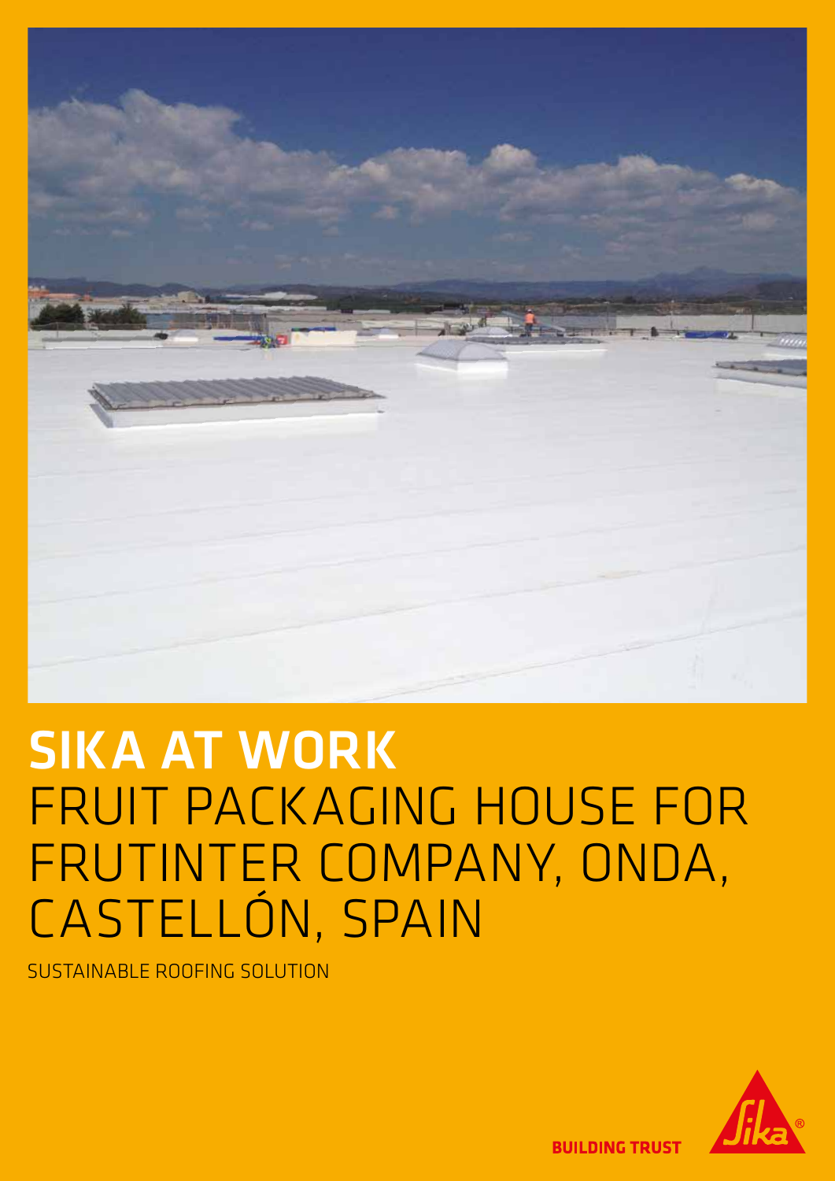# SIKA AT WORK
# FRUIT PACKAGING HOUSE FOR FRUTINTER COMPANY, ONDA, CASTELLÓN, SPAIN

SUSTAINABLE ROOFING SOLUTION

BUILDING TRUST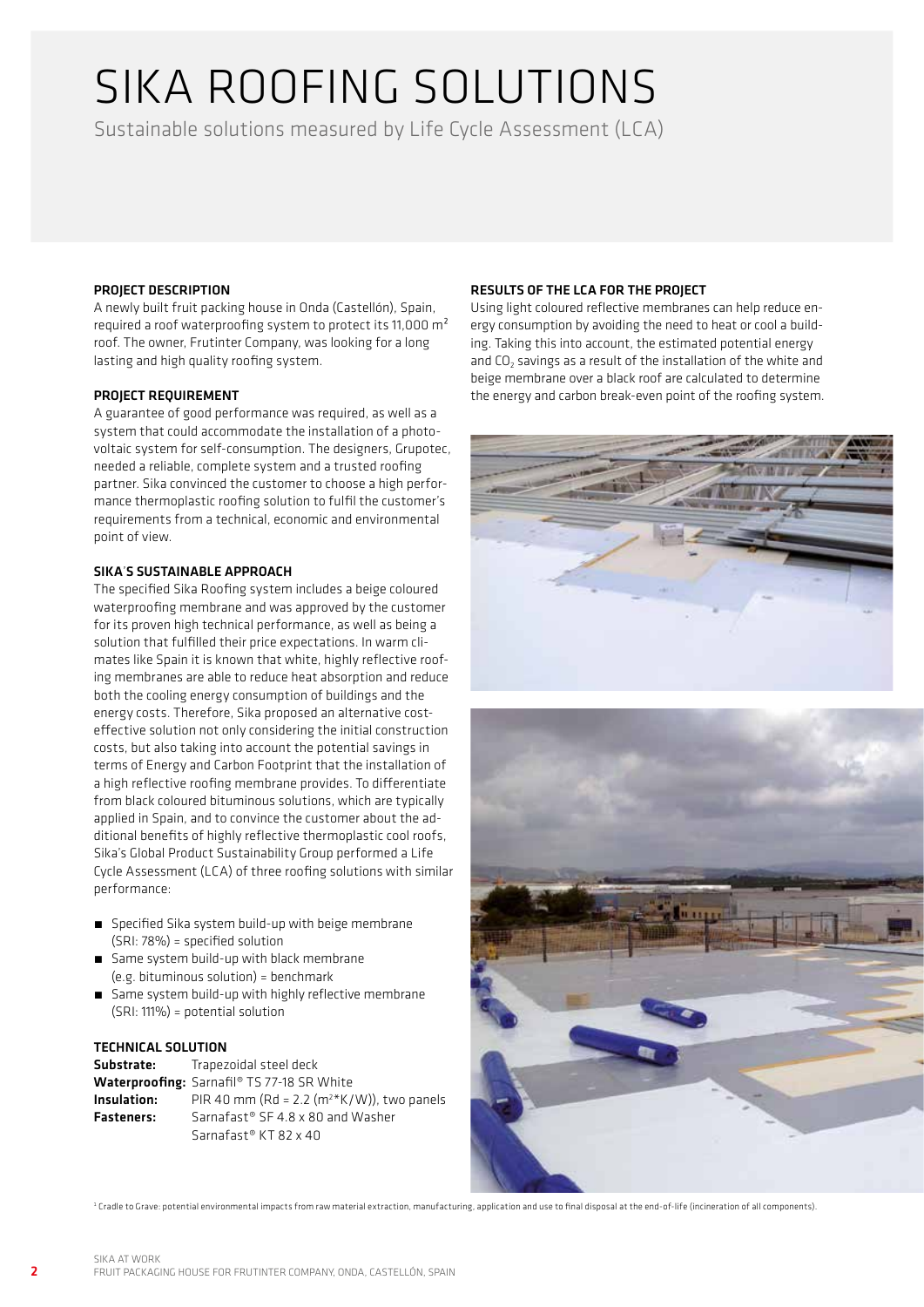# SIKA ROOFING SOLUTIONS

Sustainable solutions measured by Life Cycle Assessment (LCA)

### PROJECT DESCRIPTION

A newly built fruit packing house in Onda (Castellón), Spain, required a roof waterproofing system to protect its 11,000 m² roof. The owner, Frutinter Company, was looking for a long lasting and high quality roofing system.

### PROJECT REQUIREMENT

A guarantee of good performance was required, as well as a system that could accommodate the installation of a photovoltaic system for self-consumption. The designers, Grupotec, needed a reliable, complete system and a trusted roofing partner. Sika convinced the customer to choose a high performance thermoplastic roofing solution to fulfil the customer's requirements from a technical, economic and environmental point of view.

### SIKA'S SUSTAINABLE APPROACH

The specified Sika Roofing system includes a beige coloured waterproofing membrane and was approved by the customer for its proven high technical performance, as well as being a solution that fulfilled their price expectations. In warm climates like Spain it is known that white, highly reflective roofing membranes are able to reduce heat absorption and reduce both the cooling energy consumption of buildings and the energy costs. Therefore, Sika proposed an alternative cost-effective solution not only considering the initial construction costs, but also taking into account the potential savings in terms of Energy and Carbon Footprint that the installation of a high reflective roofing membrane provides. To differentiate from black coloured bituminous solutions, which are typically applied in Spain, and to convince the customer about the additional benefits of highly reflective thermoplastic cool roofs, Sika's Global Product Sustainability Group performed a Life Cycle Assessment (LCA) of three roofing solutions with similar performance:

- Specified Sika system build-up with beige membrane (SRI: 78%) = specified solution
- Same system build-up with black membrane (e.g. bituminous solution) = benchmark
- Same system build-up with highly reflective membrane (SRI: 111%) = potential solution

### TECHNICAL SOLUTION

**Substrate:** Trapezoidal steel deck
**Waterproofing:** Sarnafil® TS 77-18 SR White
**Insulation:** PIR 40 mm (Rd = 2.2 (m²*K/W)), two panels
**Fasteners:** Sarnafast® SF 4.8 x 80 and Washer Sarnafast® KT 82 x 40

### RESULTS OF THE LCA FOR THE PROJECT

Using light coloured reflective membranes can help reduce energy consumption by avoiding the need to heat or cool a building. Taking this into account, the estimated potential energy and $CO_2$ savings as a result of the installation of the white and beige membrane over a black roof are calculated to determine the energy and carbon break-even point of the roofing system.

[1] Cradle to Grave: potential environmental impacts from raw material extraction, manufacturing, application and use to final disposal at the end-of-life (incineration of all components).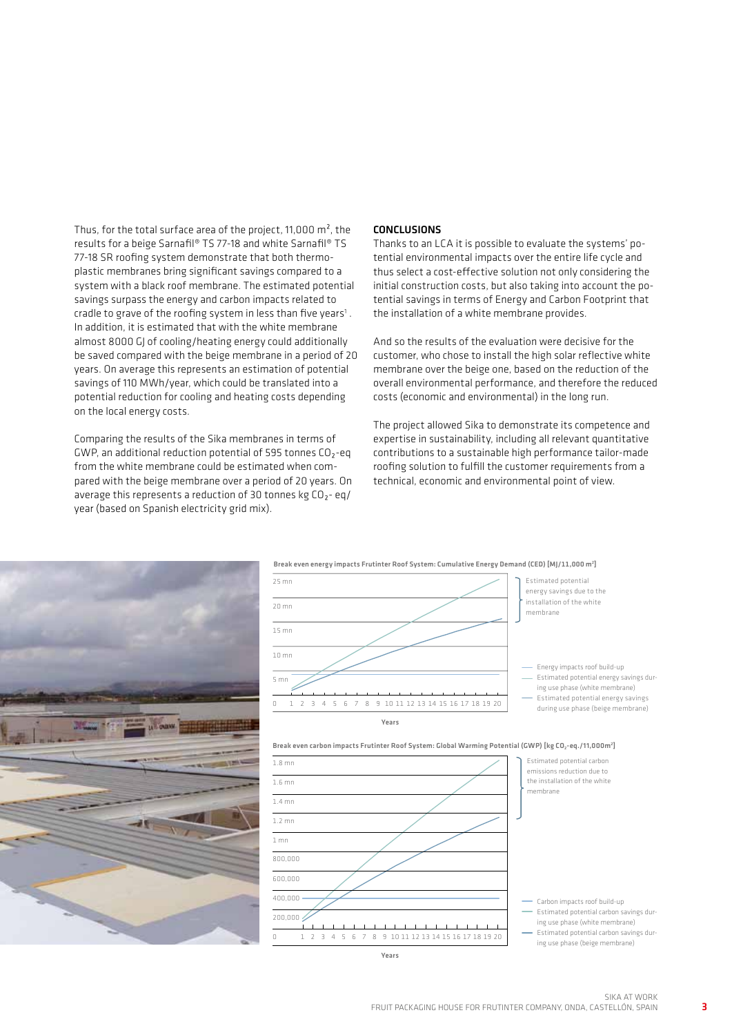Thus, for the total surface area of the project, 11,000 m², the results for a beige Sarnafil® TS 77-18 and white Sarnafil® TS 77-18 SR roofing system demonstrate that both thermoplastic membranes bring significant savings compared to a system with a black roof membrane. The estimated potential savings surpass the energy and carbon impacts related to cradle to grave of the roofing system in less than five years[1]. In addition, it is estimated that with the white membrane almost 8000 GJ of cooling/heating energy could additionally be saved compared with the beige membrane in a period of 20 years. On average this represents an estimation of potential savings of 110 MWh/year, which could be translated into a potential reduction for cooling and heating costs depending on the local energy costs.

Comparing the results of the Sika membranes in terms of GWP, an additional reduction potential of 595 tonnes $CO_2$-eq from the white membrane could be estimated when compared with the beige membrane over a period of 20 years. On average this represents a reduction of 30 tonnes kg $CO_2$- eq/ year (based on Spanish electricity grid mix).

## CONCLUSIONS

Thanks to an LCA it is possible to evaluate the systems' potential environmental impacts over the entire life cycle and thus select a cost-effective solution not only considering the initial construction costs, but also taking into account the potential savings in terms of Energy and Carbon Footprint that the installation of a white membrane provides.

And so the results of the evaluation were decisive for the customer, who chose to install the high solar reflective white membrane over the beige one, based on the reduction of the overall environmental performance, and therefore the reduced costs (economic and environmental) in the long run.

The project allowed Sika to demonstrate its competence and expertise in sustainability, including all relevant quantitative contributions to a sustainable high performance tailor-made roofing solution to fulfill the customer requirements from a technical, economic and environmental point of view.

**Break even energy impacts Frutinter Roof System: Cumulative Energy Demand (CED) [MJ/11,000 m²]**

Estimated potential energy savings due to the installation of the white membrane

- Energy impacts roof build-up
- Estimated potential energy savings during use phase (white membrane)
- Estimated potential energy savings during use phase (beige membrane)

**Break even carbon impacts Frutinter Roof System: Global Warming Potential (GWP) [kg $CO_2$-eq./11,000m²]**

Estimated potential carbon emissions reduction due to the installation of the white membrane

- Carbon impacts roof build-up
- Estimated potential carbon savings during use phase (white membrane)
- Estimated potential carbon savings during use phase (beige membrane)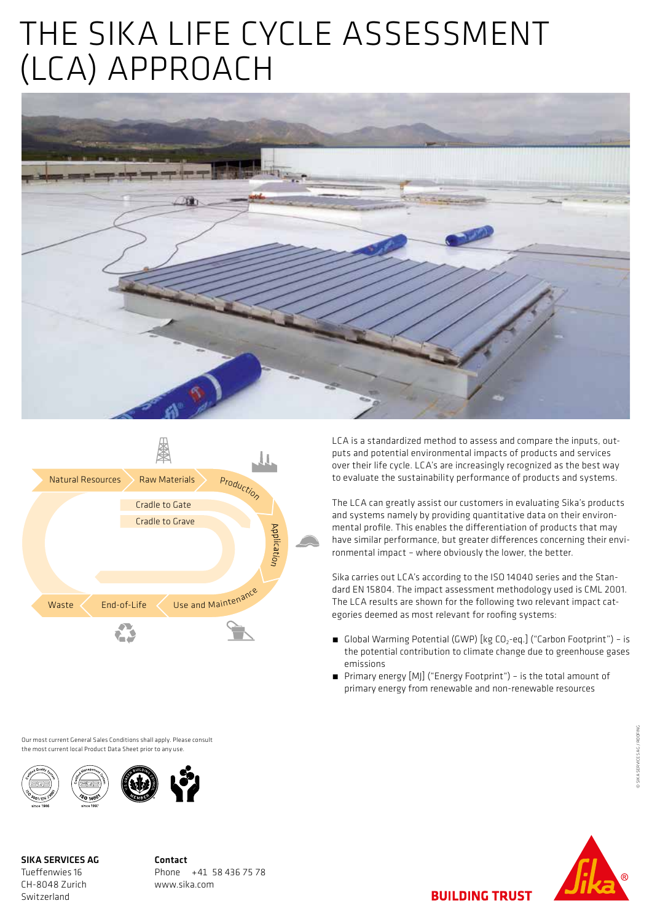# THE SIKA LIFE CYCLE ASSESSMENT (LCA) APPROACH

Natural Resources
Raw Materials
Production
Cradle to Gate
Cradle to Grave
Application
Use and Maintenance
End-of-Life
Waste

LCA is a standardized method to assess and compare the inputs, outputs and potential environmental impacts of products and services over their life cycle. LCA's are increasingly recognized as the best way to evaluate the sustainability performance of products and systems.

The LCA can greatly assist our customers in evaluating Sika's products and systems namely by providing quantitative data on their environmental profile. This enables the differentiation of products that may have similar performance, but greater differences concerning their environmental impact – where obviously the lower, the better.

Sika carries out LCA's according to the ISO 14040 series and the Standard EN 15804. The impact assessment methodology used is CML 2001. The LCA results are shown for the following two relevant impact categories deemed as most relevant for roofing systems:

- Global Warming Potential (GWP) [kg $CO_2$-eq.] ("Carbon Footprint") – is the potential contribution to climate change due to greenhouse gases emissions
- Primary energy [MJ] ("Energy Footprint") – is the total amount of primary energy from renewable and non-renewable resources

Our most current General Sales Conditions shall apply. Please consult the most current local Product Data Sheet prior to any use.

**SIKA SERVICES AG**
Tueffenwies 16
CH-8048 Zurich
Switzerland

**Contact**
Phone +41 58 436 75 78
www.sika.com

**BUILDING TRUST**